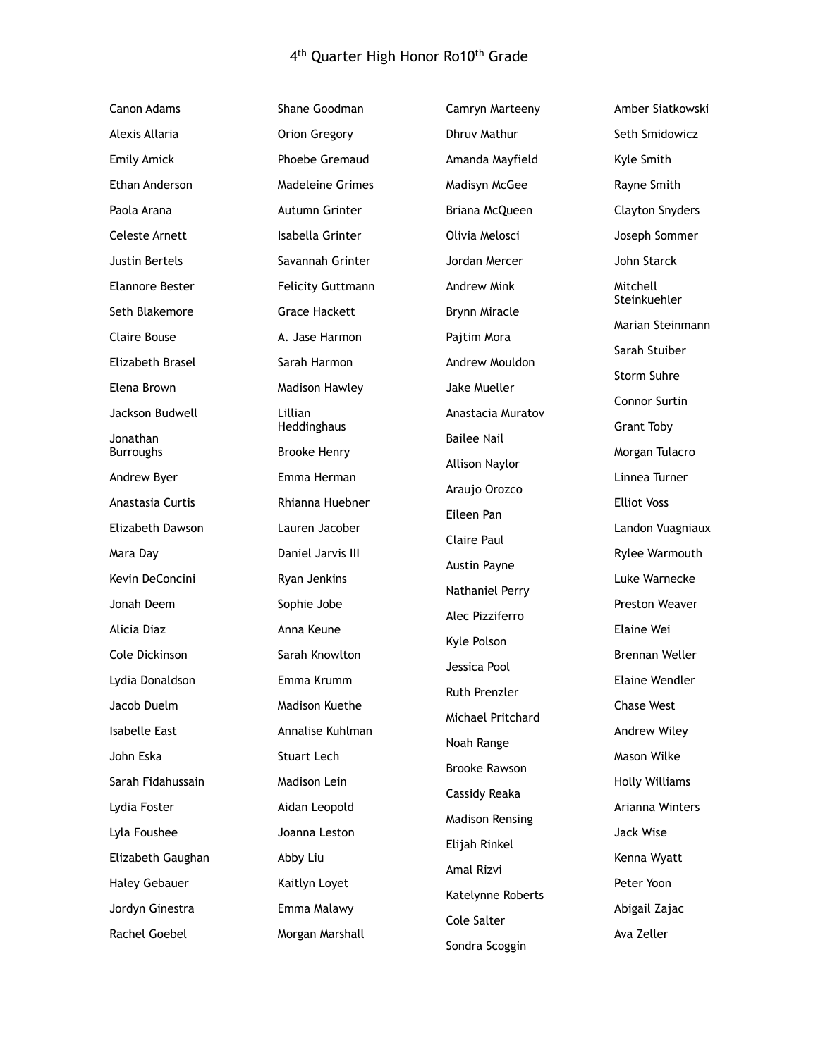# 4th Quarter High Honor Ro10th Grade

Canon Adams
Alexis Allaria
Emily Amick
Ethan Anderson
Paola Arana
Celeste Arnett
Justin Bertels
Elannore Bester
Seth Blakemore
Claire Bouse
Elizabeth Brasel
Elena Brown
Jackson Budwell
Jonathan Burroughs
Andrew Byer
Anastasia Curtis
Elizabeth Dawson
Mara Day
Kevin DeConcini
Jonah Deem
Alicia Diaz
Cole Dickinson
Lydia Donaldson
Jacob Duelm
Isabelle East
John Eska
Sarah Fidahussain
Lydia Foster
Lyla Foushee
Elizabeth Gaughan
Haley Gebauer
Jordyn Ginestra
Rachel Goebel
Shane Goodman
Orion Gregory
Phoebe Gremaud
Madeleine Grimes
Autumn Grinter
Isabella Grinter
Savannah Grinter
Felicity Guttmann
Grace Hackett
A. Jase Harmon
Sarah Harmon
Madison Hawley
Lillian Heddinghaus
Brooke Henry
Emma Herman
Rhianna Huebner
Lauren Jacober
Daniel Jarvis III
Ryan Jenkins
Sophie Jobe
Anna Keune
Sarah Knowlton
Emma Krumm
Madison Kuethe
Annalise Kuhlman
Stuart Lech
Madison Lein
Aidan Leopold
Joanna Leston
Abby Liu
Kaitlyn Loyet
Emma Malawy
Morgan Marshall
Camryn Marteeny
Dhruv Mathur
Amanda Mayfield
Madisyn McGee
Briana McQueen
Olivia Melosci
Jordan Mercer
Andrew Mink
Brynn Miracle
Pajtim Mora
Andrew Mouldon
Jake Mueller
Anastacia Muratov
Bailee Nail
Allison Naylor
Araujo Orozco
Eileen Pan
Claire Paul
Austin Payne
Nathaniel Perry
Alec Pizziferro
Kyle Polson
Jessica Pool
Ruth Prenzler
Michael Pritchard
Noah Range
Brooke Rawson
Cassidy Reaka
Madison Rensing
Elijah Rinkel
Amal Rizvi
Katelynne Roberts
Cole Salter
Sondra Scoggin
Amber Siatkowski
Seth Smidowicz
Kyle Smith
Rayne Smith
Clayton Snyders
Joseph Sommer
John Starck
Mitchell Steinkuehler
Marian Steinmann
Sarah Stuiber
Storm Suhre
Connor Surtin
Grant Toby
Morgan Tulacro
Linnea Turner
Elliot Voss
Landon Vuagniaux
Rylee Warmouth
Luke Warnecke
Preston Weaver
Elaine Wei
Brennan Weller
Elaine Wendler
Chase West
Andrew Wiley
Mason Wilke
Holly Williams
Arianna Winters
Jack Wise
Kenna Wyatt
Peter Yoon
Abigail Zajac
Ava Zeller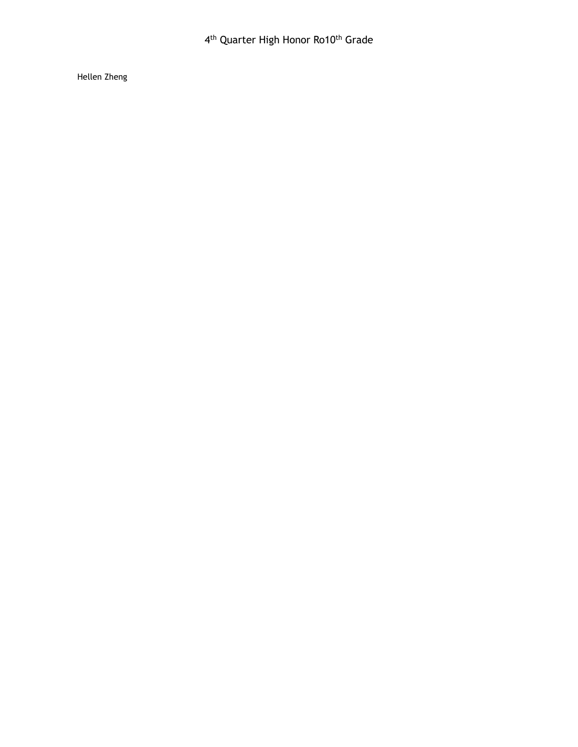# 4th Quarter High Honor Ro10th Grade

Hellen Zheng